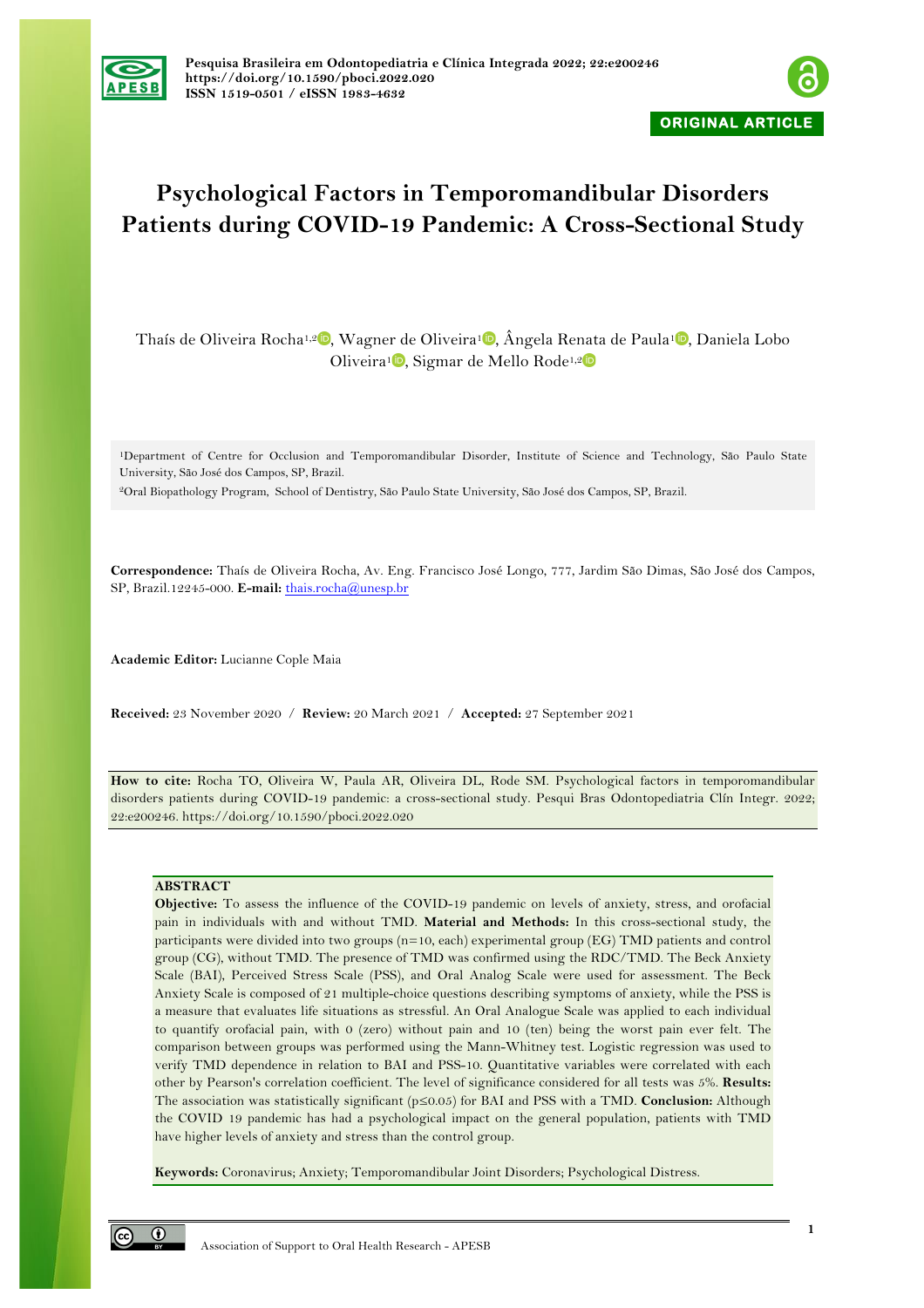ORIGINAL ARTICLE

# Psychological Factors in Temporomandibular Disorders Patients during COVID-19 Pandemic: A Cross-Sectional Study

Thaís de Oliveira Rocha[1,2], Wagner de Oliveira[1], Ângela Renata de Paula[1], Daniela Lobo Oliveira[1], Sigmar de Mello Rode[1,2]

[1]Department of Centre for Occlusion and Temporomandibular Disorder, Institute of Science and Technology, São Paulo State University, São José dos Campos, SP, Brazil.

[2]Oral Biopathology Program, School of Dentistry, São Paulo State University, São José dos Campos, SP, Brazil.

**Correspondence:** Thaís de Oliveira Rocha, Av. Eng. Francisco José Longo, 777, Jardim São Dimas, São José dos Campos, SP, Brazil.12245-000. **E-mail:** thais.rocha@unesp.br

**Academic Editor:** Lucianne Cople Maia

**Received:** 23 November 2020 / **Review:** 20 March 2021 / **Accepted:** 27 September 2021

**How to cite:** Rocha TO, Oliveira W, Paula AR, Oliveira DL, Rode SM. Psychological factors in temporomandibular disorders patients during COVID-19 pandemic: a cross-sectional study. Pesqui Bras Odontopediatria Clín Integr. 2022; 22:e200246. https://doi.org/10.1590/pboci.2022.020

## ABSTRACT

**Objective:** To assess the influence of the COVID-19 pandemic on levels of anxiety, stress, and orofacial pain in individuals with and without TMD. **Material and Methods:** In this cross-sectional study, the participants were divided into two groups (n=10, each) experimental group (EG) TMD patients and control group (CG), without TMD. The presence of TMD was confirmed using the RDC/TMD. The Beck Anxiety Scale (BAI), Perceived Stress Scale (PSS), and Oral Analog Scale were used for assessment. The Beck Anxiety Scale is composed of 21 multiple-choice questions describing symptoms of anxiety, while the PSS is a measure that evaluates life situations as stressful. An Oral Analogue Scale was applied to each individual to quantify orofacial pain, with 0 (zero) without pain and 10 (ten) being the worst pain ever felt. The comparison between groups was performed using the Mann-Whitney test. Logistic regression was used to verify TMD dependence in relation to BAI and PSS-10. Quantitative variables were correlated with each other by Pearson's correlation coefficient. The level of significance considered for all tests was 5%. **Results:** The association was statistically significant ($p \leq 0.05$) for BAI and PSS with a TMD. **Conclusion:** Although the COVID 19 pandemic has had a psychological impact on the general population, patients with TMD have higher levels of anxiety and stress than the control group.

**Keywords:** Coronavirus; Anxiety; Temporomandibular Joint Disorders; Psychological Distress.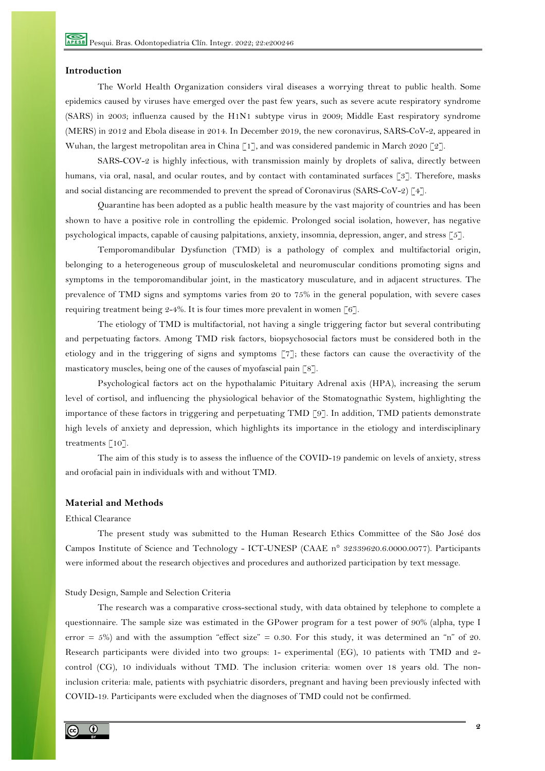## Introduction

The World Health Organization considers viral diseases a worrying threat to public health. Some epidemics caused by viruses have emerged over the past few years, such as severe acute respiratory syndrome (SARS) in 2003; influenza caused by the H1N1 subtype virus in 2009; Middle East respiratory syndrome (MERS) in 2012 and Ebola disease in 2014. In December 2019, the new coronavirus, SARS-CoV-2, appeared in Wuhan, the largest metropolitan area in China [1], and was considered pandemic in March 2020 [2].

SARS-COV-2 is highly infectious, with transmission mainly by droplets of saliva, directly between humans, via oral, nasal, and ocular routes, and by contact with contaminated surfaces [3]. Therefore, masks and social distancing are recommended to prevent the spread of Coronavirus (SARS-CoV-2) [4].

Quarantine has been adopted as a public health measure by the vast majority of countries and has been shown to have a positive role in controlling the epidemic. Prolonged social isolation, however, has negative psychological impacts, capable of causing palpitations, anxiety, insomnia, depression, anger, and stress [5].

Temporomandibular Dysfunction (TMD) is a pathology of complex and multifactorial origin, belonging to a heterogeneous group of musculoskeletal and neuromuscular conditions promoting signs and symptoms in the temporomandibular joint, in the masticatory musculature, and in adjacent structures. The prevalence of TMD signs and symptoms varies from 20 to 75% in the general population, with severe cases requiring treatment being 2-4%. It is four times more prevalent in women [6].

The etiology of TMD is multifactorial, not having a single triggering factor but several contributing and perpetuating factors. Among TMD risk factors, biopsychosocial factors must be considered both in the etiology and in the triggering of signs and symptoms [7]; these factors can cause the overactivity of the masticatory muscles, being one of the causes of myofascial pain [8].

Psychological factors act on the hypothalamic Pituitary Adrenal axis (HPA), increasing the serum level of cortisol, and influencing the physiological behavior of the Stomatognathic System, highlighting the importance of these factors in triggering and perpetuating TMD [9]. In addition, TMD patients demonstrate high levels of anxiety and depression, which highlights its importance in the etiology and interdisciplinary treatments [10].

The aim of this study is to assess the influence of the COVID-19 pandemic on levels of anxiety, stress and orofacial pain in individuals with and without TMD.

## Material and Methods

### Ethical Clearance

The present study was submitted to the Human Research Ethics Committee of the São José dos Campos Institute of Science and Technology - ICT-UNESP (CAAE n° 32339620.6.0000.0077). Participants were informed about the research objectives and procedures and authorized participation by text message.

### Study Design, Sample and Selection Criteria

The research was a comparative cross-sectional study, with data obtained by telephone to complete a questionnaire. The sample size was estimated in the GPower program for a test power of 90% (alpha, type I error = 5%) and with the assumption "effect size" = 0.30. For this study, it was determined an "n" of 20. Research participants were divided into two groups: 1- experimental (EG), 10 patients with TMD and 2- control (CG), 10 individuals without TMD. The inclusion criteria: women over 18 years old. The non-inclusion criteria: male, patients with psychiatric disorders, pregnant and having been previously infected with COVID-19. Participants were excluded when the diagnoses of TMD could not be confirmed.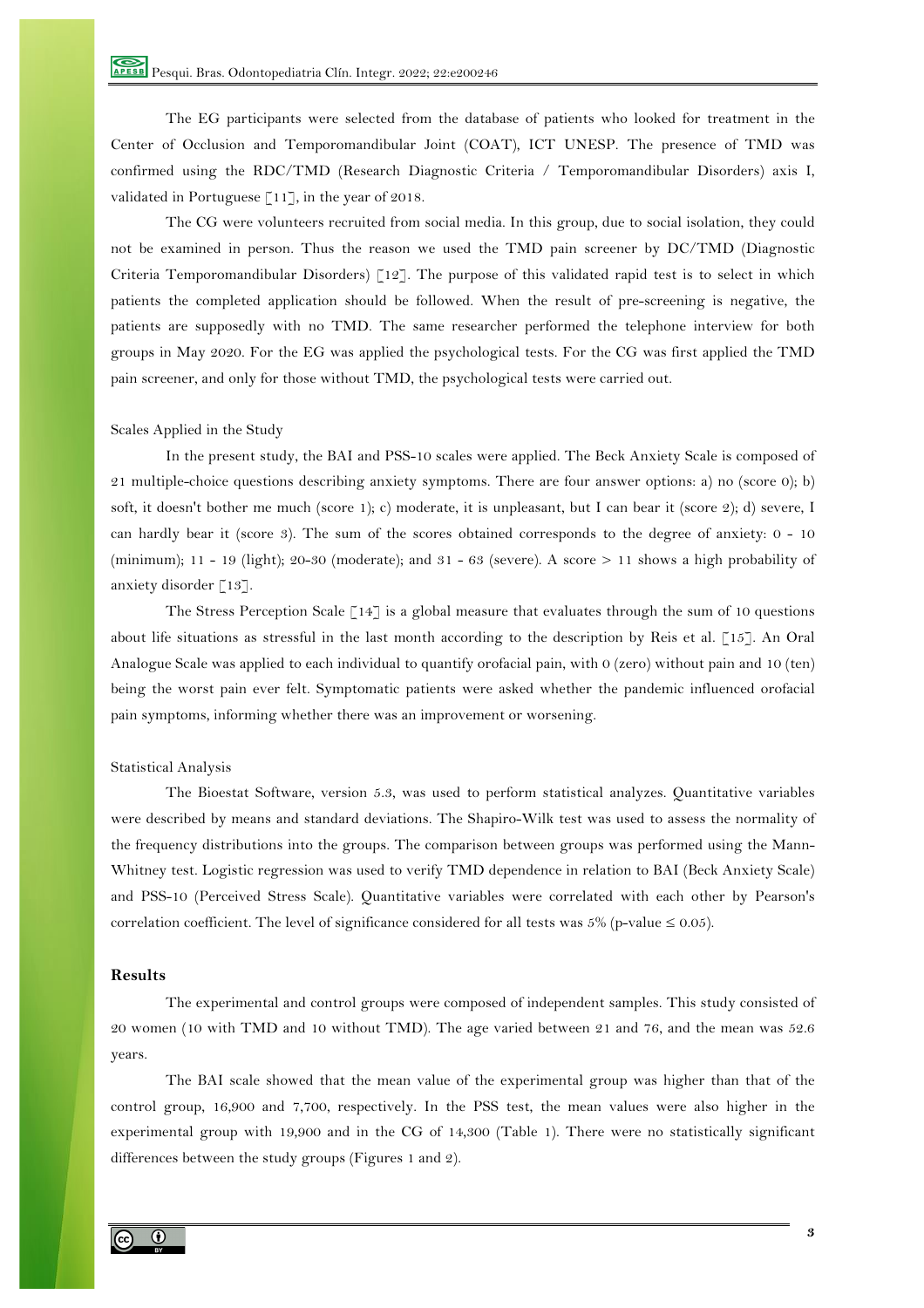The EG participants were selected from the database of patients who looked for treatment in the Center of Occlusion and Temporomandibular Joint (COAT), ICT UNESP. The presence of TMD was confirmed using the RDC/TMD (Research Diagnostic Criteria / Temporomandibular Disorders) axis I, validated in Portuguese [11], in the year of 2018.

The CG were volunteers recruited from social media. In this group, due to social isolation, they could not be examined in person. Thus the reason we used the TMD pain screener by DC/TMD (Diagnostic Criteria Temporomandibular Disorders) [12]. The purpose of this validated rapid test is to select in which patients the completed application should be followed. When the result of pre-screening is negative, the patients are supposedly with no TMD. The same researcher performed the telephone interview for both groups in May 2020. For the EG was applied the psychological tests. For the CG was first applied the TMD pain screener, and only for those without TMD, the psychological tests were carried out.

### Scales Applied in the Study

In the present study, the BAI and PSS-10 scales were applied. The Beck Anxiety Scale is composed of 21 multiple-choice questions describing anxiety symptoms. There are four answer options: a) no (score 0); b) soft, it doesn't bother me much (score 1); c) moderate, it is unpleasant, but I can bear it (score 2); d) severe, I can hardly bear it (score 3). The sum of the scores obtained corresponds to the degree of anxiety: 0 - 10 (minimum); 11 - 19 (light); 20-30 (moderate); and 31 - 63 (severe). A score > 11 shows a high probability of anxiety disorder [13].

The Stress Perception Scale [14] is a global measure that evaluates through the sum of 10 questions about life situations as stressful in the last month according to the description by Reis et al. [15]. An Oral Analogue Scale was applied to each individual to quantify orofacial pain, with 0 (zero) without pain and 10 (ten) being the worst pain ever felt. Symptomatic patients were asked whether the pandemic influenced orofacial pain symptoms, informing whether there was an improvement or worsening.

### Statistical Analysis

The Bioestat Software, version 5.3, was used to perform statistical analyzes. Quantitative variables were described by means and standard deviations. The Shapiro-Wilk test was used to assess the normality of the frequency distributions into the groups. The comparison between groups was performed using the Mann-Whitney test. Logistic regression was used to verify TMD dependence in relation to BAI (Beck Anxiety Scale) and PSS-10 (Perceived Stress Scale). Quantitative variables were correlated with each other by Pearson's correlation coefficient. The level of significance considered for all tests was 5% (p-value ≤ 0.05).

## Results

The experimental and control groups were composed of independent samples. This study consisted of 20 women (10 with TMD and 10 without TMD). The age varied between 21 and 76, and the mean was 52.6 years.

The BAI scale showed that the mean value of the experimental group was higher than that of the control group, 16,900 and 7,700, respectively. In the PSS test, the mean values were also higher in the experimental group with 19,900 and in the CG of 14,300 (Table 1). There were no statistically significant differences between the study groups (Figures 1 and 2).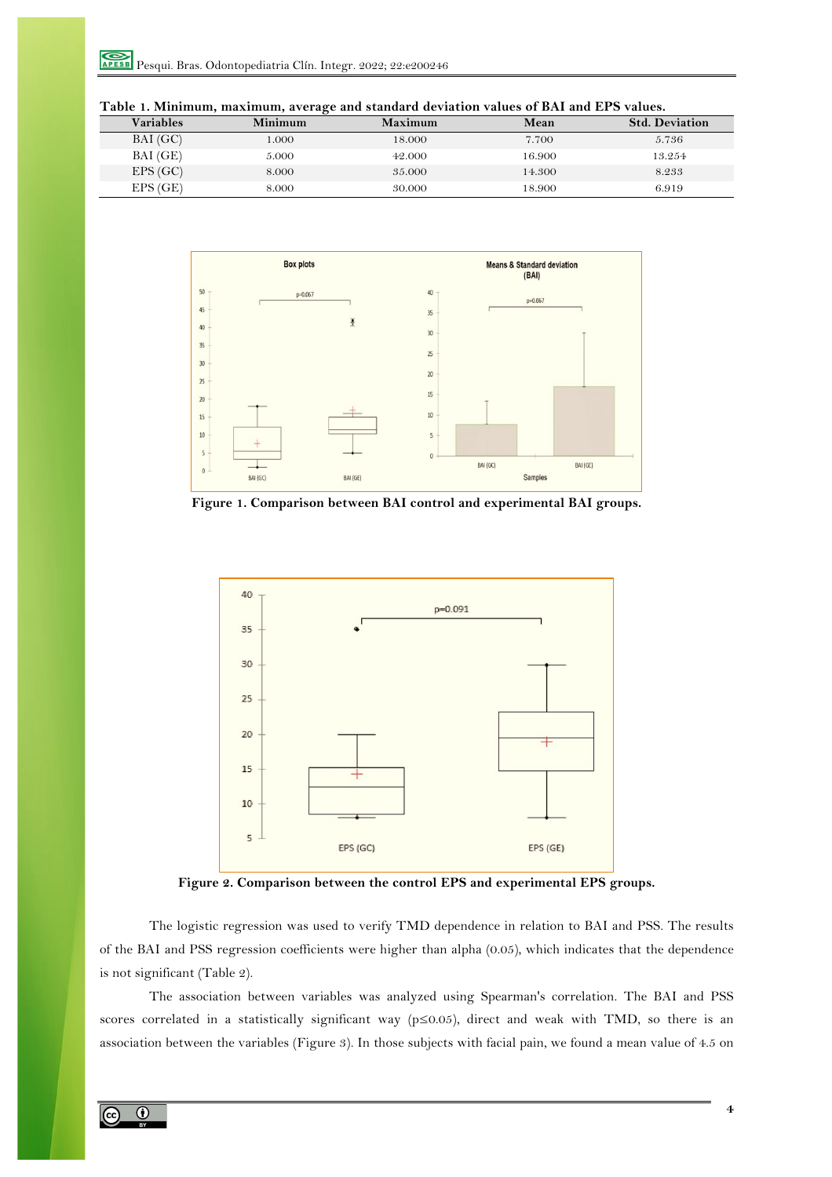**Table 1. Minimum, maximum, average and standard deviation values of BAI and EPS values.**

| Variables | Minimum | Maximum | Mean | Std. Deviation |
|---|---|---|---|---|
| BAI (GC) | 1.000 | 18.000 | 7.700 | 5.736 |
| BAI (GE) | 5.000 | 42.000 | 16.900 | 13.254 |
| EPS (GC) | 8.000 | 35.000 | 14.300 | 8.233 |
| EPS (GE) | 8.000 | 30.000 | 18.900 | 6.919 |

**Figure 1. Comparison between BAI control and experimental BAI groups.**

**Figure 2. Comparison between the control EPS and experimental EPS groups.**

The logistic regression was used to verify TMD dependence in relation to BAI and PSS. The results of the BAI and PSS regression coefficients were higher than alpha (0.05), which indicates that the dependence is not significant (Table 2).

The association between variables was analyzed using Spearman's correlation. The BAI and PSS scores correlated in a statistically significant way ($p \leq 0.05$), direct and weak with TMD, so there is an association between the variables (Figure 3). In those subjects with facial pain, we found a mean value of 4.5 on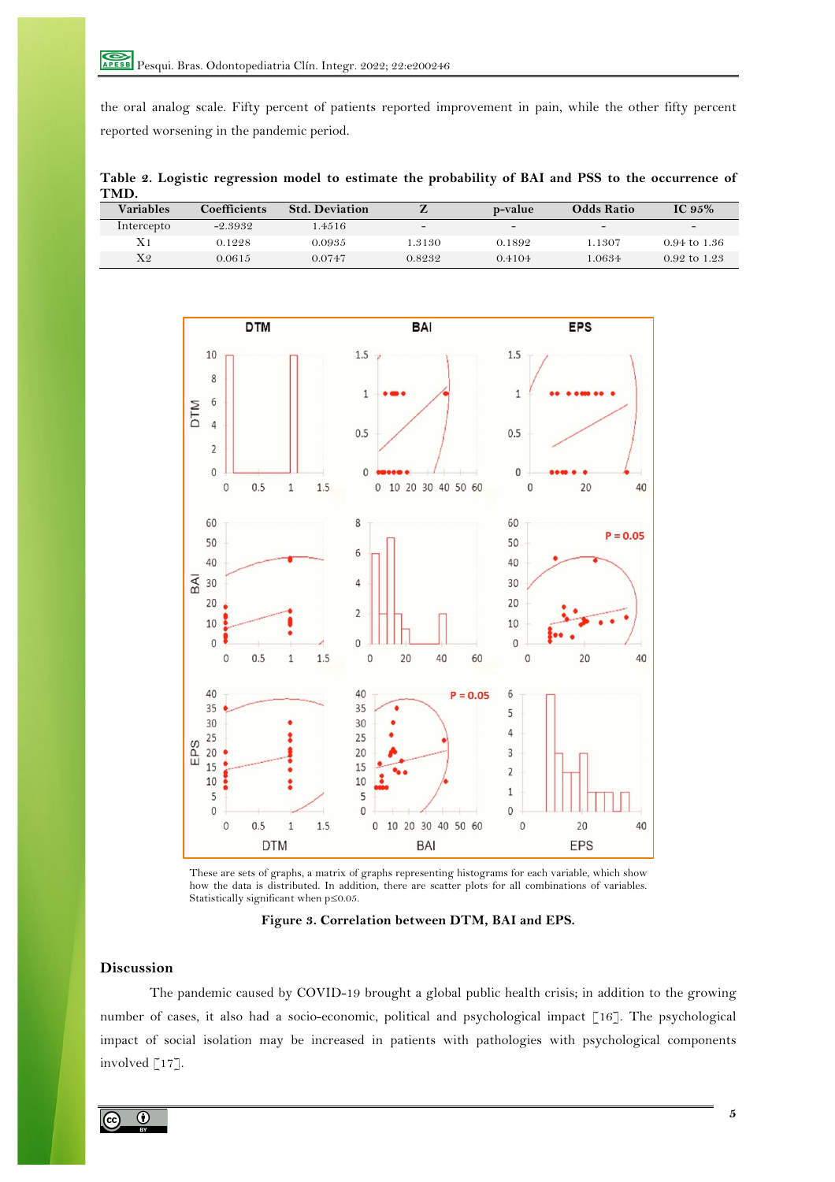the oral analog scale. Fifty percent of patients reported improvement in pain, while the other fifty percent reported worsening in the pandemic period.

**Table 2. Logistic regression model to estimate the probability of BAI and PSS to the occurrence of TMD.**

| Variables | Coefficients | Std. Deviation | Z | p-value | Odds Ratio | IC 95% |
|---|---|---|---|---|---|---|
| Intercepto | -2.3932 | 1.4516 | - | - | - | - |
| X1 | 0.1228 | 0.0935 | 1.3130 | 0.1892 | 1.1307 | 0.94 to 1.36 |
| X2 | 0.0615 | 0.0747 | 0.8232 | 0.4104 | 1.0634 | 0.92 to 1.23 |

These are sets of graphs, a matrix of graphs representing histograms for each variable, which show how the data is distributed. In addition, there are scatter plots for all combinations of variables. Statistically significant when p≤0.05.

**Figure 3. Correlation between DTM, BAI and EPS.**

## Discussion

The pandemic caused by COVID-19 brought a global public health crisis; in addition to the growing number of cases, it also had a socio-economic, political and psychological impact [16]. The psychological impact of social isolation may be increased in patients with pathologies with psychological components involved [17].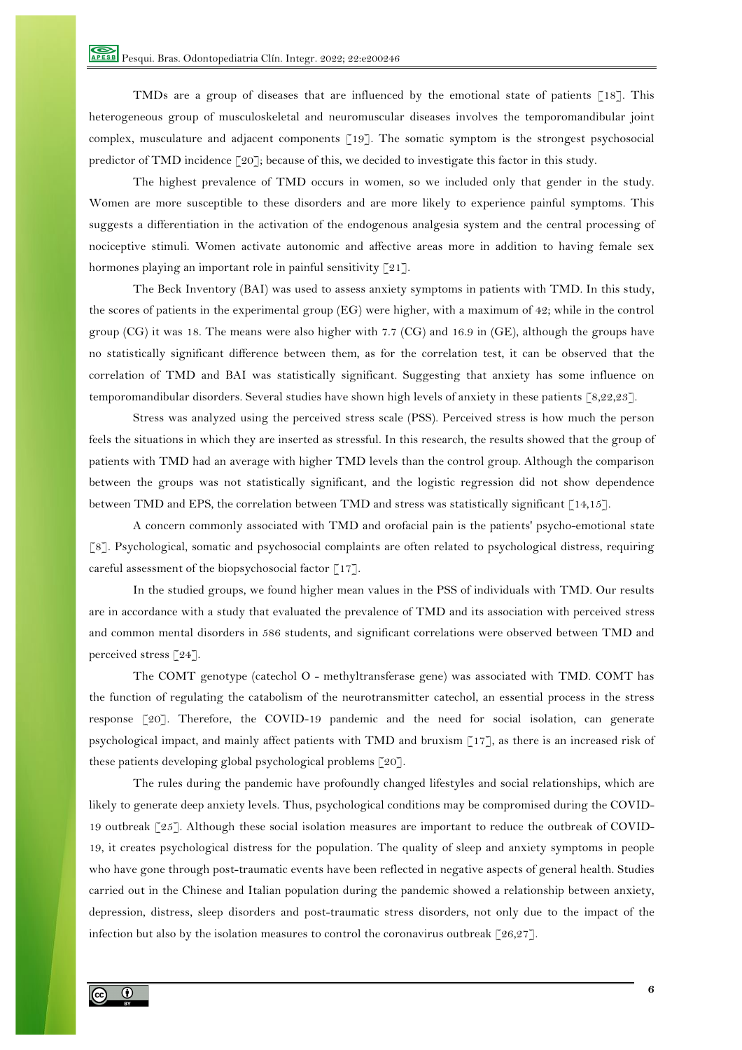TMDs are a group of diseases that are influenced by the emotional state of patients [18]. This heterogeneous group of musculoskeletal and neuromuscular diseases involves the temporomandibular joint complex, musculature and adjacent components [19]. The somatic symptom is the strongest psychosocial predictor of TMD incidence [20]; because of this, we decided to investigate this factor in this study.

The highest prevalence of TMD occurs in women, so we included only that gender in the study. Women are more susceptible to these disorders and are more likely to experience painful symptoms. This suggests a differentiation in the activation of the endogenous analgesia system and the central processing of nociceptive stimuli. Women activate autonomic and affective areas more in addition to having female sex hormones playing an important role in painful sensitivity [21].

The Beck Inventory (BAI) was used to assess anxiety symptoms in patients with TMD. In this study, the scores of patients in the experimental group (EG) were higher, with a maximum of 42; while in the control group (CG) it was 18. The means were also higher with 7.7 (CG) and 16.9 in (GE), although the groups have no statistically significant difference between them, as for the correlation test, it can be observed that the correlation of TMD and BAI was statistically significant. Suggesting that anxiety has some influence on temporomandibular disorders. Several studies have shown high levels of anxiety in these patients [8,22,23].

Stress was analyzed using the perceived stress scale (PSS). Perceived stress is how much the person feels the situations in which they are inserted as stressful. In this research, the results showed that the group of patients with TMD had an average with higher TMD levels than the control group. Although the comparison between the groups was not statistically significant, and the logistic regression did not show dependence between TMD and EPS, the correlation between TMD and stress was statistically significant [14,15].

A concern commonly associated with TMD and orofacial pain is the patients' psycho-emotional state [8]. Psychological, somatic and psychosocial complaints are often related to psychological distress, requiring careful assessment of the biopsychosocial factor [17].

In the studied groups, we found higher mean values in the PSS of individuals with TMD. Our results are in accordance with a study that evaluated the prevalence of TMD and its association with perceived stress and common mental disorders in 586 students, and significant correlations were observed between TMD and perceived stress [24].

The COMT genotype (catechol O - methyltransferase gene) was associated with TMD. COMT has the function of regulating the catabolism of the neurotransmitter catechol, an essential process in the stress response [20]. Therefore, the COVID-19 pandemic and the need for social isolation, can generate psychological impact, and mainly affect patients with TMD and bruxism [17], as there is an increased risk of these patients developing global psychological problems [20].

The rules during the pandemic have profoundly changed lifestyles and social relationships, which are likely to generate deep anxiety levels. Thus, psychological conditions may be compromised during the COVID-19 outbreak [25]. Although these social isolation measures are important to reduce the outbreak of COVID-19, it creates psychological distress for the population. The quality of sleep and anxiety symptoms in people who have gone through post-traumatic events have been reflected in negative aspects of general health. Studies carried out in the Chinese and Italian population during the pandemic showed a relationship between anxiety, depression, distress, sleep disorders and post-traumatic stress disorders, not only due to the impact of the infection but also by the isolation measures to control the coronavirus outbreak [26,27].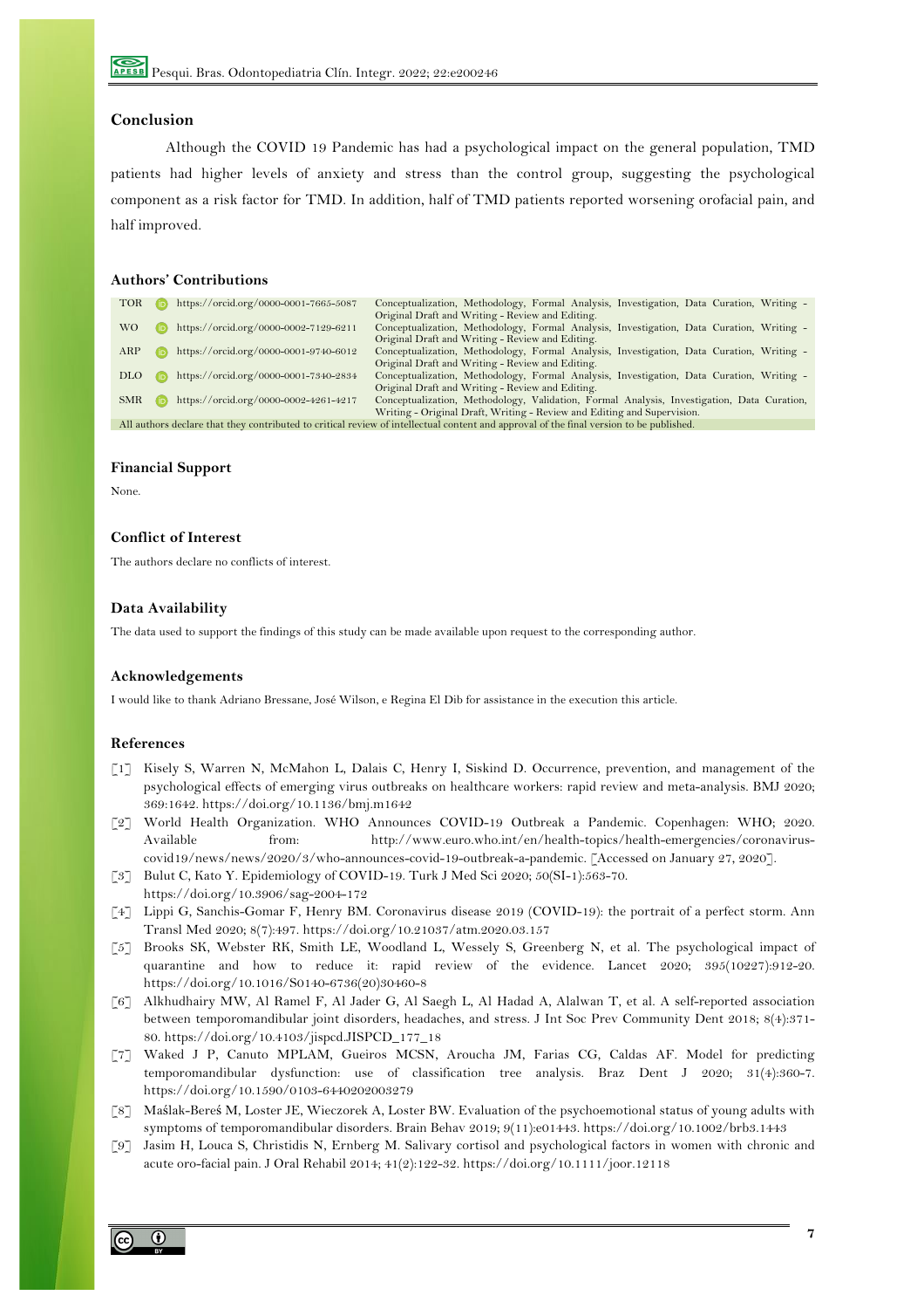## Conclusion

Although the COVID 19 Pandemic has had a psychological impact on the general population, TMD patients had higher levels of anxiety and stress than the control group, suggesting the psychological component as a risk factor for TMD. In addition, half of TMD patients reported worsening orofacial pain, and half improved.

## Authors' Contributions

| | | |
|---|---|---|
| TOR | https://orcid.org/0000-0001-7665-5087 | Conceptualization, Methodology, Formal Analysis, Investigation, Data Curation, Writing - Original Draft and Writing - Review and Editing. |
| WO | https://orcid.org/0000-0002-7129-6211 | Conceptualization, Methodology, Formal Analysis, Investigation, Data Curation, Writing - Original Draft and Writing - Review and Editing. |
| ARP | https://orcid.org/0000-0001-9740-6012 | Conceptualization, Methodology, Formal Analysis, Investigation, Data Curation, Writing - Original Draft and Writing - Review and Editing. |
| DLO | https://orcid.org/0000-0001-7340-2834 | Conceptualization, Methodology, Formal Analysis, Investigation, Data Curation, Writing - Original Draft and Writing - Review and Editing. |
| SMR | https://orcid.org/0000-0002-4261-4217 | Conceptualization, Methodology, Validation, Formal Analysis, Investigation, Data Curation, Writing - Original Draft, Writing - Review and Editing and Supervision. |

All authors declare that they contributed to critical review of intellectual content and approval of the final version to be published.

## Financial Support

None.

## Conflict of Interest

The authors declare no conflicts of interest.

## Data Availability

The data used to support the findings of this study can be made available upon request to the corresponding author.

## Acknowledgements

I would like to thank Adriano Bressane, José Wilson, e Regina El Dib for assistance in the execution this article.

## References

[1] Kisely S, Warren N, McMahon L, Dalais C, Henry I, Siskind D. Occurrence, prevention, and management of the psychological effects of emerging virus outbreaks on healthcare workers: rapid review and meta-analysis. BMJ 2020; 369:1642. https://doi.org/10.1136/bmj.m1642

[2] World Health Organization. WHO Announces COVID-19 Outbreak a Pandemic. Copenhagen: WHO; 2020. Available from: http://www.euro.who.int/en/health-topics/health-emergencies/coronavirus-covid19/news/news/2020/3/who-announces-covid-19-outbreak-a-pandemic. [Accessed on January 27, 2020].

[3] Bulut C, Kato Y. Epidemiology of COVID-19. Turk J Med Sci 2020; 50(SI-1):563-70. https://doi.org/10.3906/sag-2004-172

[4] Lippi G, Sanchis-Gomar F, Henry BM. Coronavirus disease 2019 (COVID-19): the portrait of a perfect storm. Ann Transl Med 2020; 8(7):497. https://doi.org/10.21037/atm.2020.03.157

[5] Brooks SK, Webster RK, Smith LE, Woodland L, Wessely S, Greenberg N, et al. The psychological impact of quarantine and how to reduce it: rapid review of the evidence. Lancet 2020; 395(10227):912-20. https://doi.org/10.1016/S0140-6736(20)30460-8

[6] Alkhudhairy MW, Al Ramel F, Al Jader G, Al Saegh L, Al Hadad A, Alalwan T, et al. A self-reported association between temporomandibular joint disorders, headaches, and stress. J Int Soc Prev Community Dent 2018; 8(4):371-80. https://doi.org/10.4103/jispcd.JISPCD_177_18

[7] Waked J P, Canuto MPLAM, Gueiros MCSN, Aroucha JM, Farias CG, Caldas AF. Model for predicting temporomandibular dysfunction: use of classification tree analysis. Braz Dent J 2020; 31(4):360-7. https://doi.org/10.1590/0103-6440202003279

[8] Maślak-Bereś M, Loster JE, Wieczorek A, Loster BW. Evaluation of the psychoemotional status of young adults with symptoms of temporomandibular disorders. Brain Behav 2019; 9(11):e01443. https://doi.org/10.1002/brb3.1443

[9] Jasim H, Louca S, Christidis N, Ernberg M. Salivary cortisol and psychological factors in women with chronic and acute oro-facial pain. J Oral Rehabil 2014; 41(2):122-32. https://doi.org/10.1111/joor.12118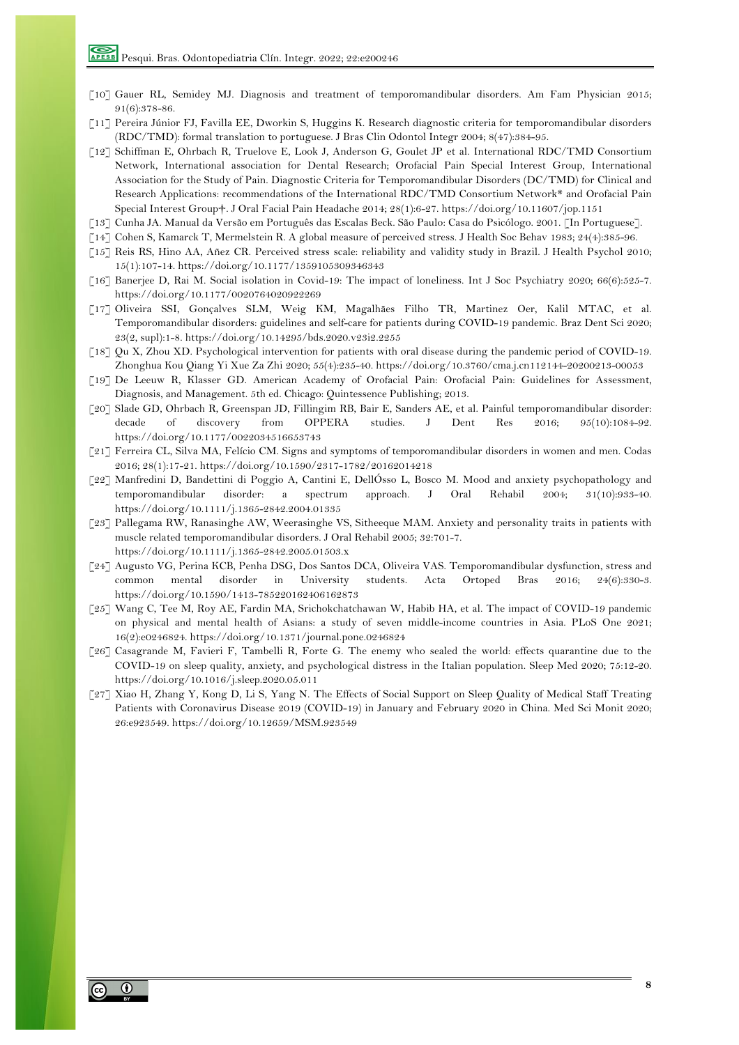[10] Gauer RL, Semidey MJ. Diagnosis and treatment of temporomandibular disorders. Am Fam Physician 2015; 91(6):378-86.

[11] Pereira Júnior FJ, Favilla EE, Dworkin S, Huggins K. Research diagnostic criteria for temporomandibular disorders (RDC/TMD): formal translation to portuguese. J Bras Clin Odontol Integr 2004; 8(47):384-95.

[12] Schiffman E, Ohrbach R, Truelove E, Look J, Anderson G, Goulet JP et al. International RDC/TMD Consortium Network, International association for Dental Research; Orofacial Pain Special Interest Group, International Association for the Study of Pain. Diagnostic Criteria for Temporomandibular Disorders (DC/TMD) for Clinical and Research Applications: recommendations of the International RDC/TMD Consortium Network* and Orofacial Pain Special Interest Group†. J Oral Facial Pain Headache 2014; 28(1):6-27. https://doi.org/10.11607/jop.1151

[13] Cunha JA. Manual da Versão em Português das Escalas Beck. São Paulo: Casa do Psicólogo. 2001. [In Portuguese].

[14] Cohen S, Kamarck T, Mermelstein R. A global measure of perceived stress. J Health Soc Behav 1983; 24(4):385-96.

[15] Reis RS, Hino AA, Añez CR. Perceived stress scale: reliability and validity study in Brazil. J Health Psychol 2010; 15(1):107-14. https://doi.org/10.1177/1359105309346343

[16] Banerjee D, Rai M. Social isolation in Covid-19: The impact of loneliness. Int J Soc Psychiatry 2020; 66(6):525-7. https://doi.org/10.1177/0020764020922269

[17] Oliveira SSI, Gonçalves SLM, Weig KM, Magalhães Filho TR, Martinez Oer, Kalil MTAC, et al. Temporomandibular disorders: guidelines and self-care for patients during COVID-19 pandemic. Braz Dent Sci 2020; 23(2, supl):1-8. https://doi.org/10.14295/bds.2020.v23i2.2255

[18] Qu X, Zhou XD. Psychological intervention for patients with oral disease during the pandemic period of COVID-19. Zhonghua Kou Qiang Yi Xue Za Zhi 2020; 55(4):235-40. https://doi.org/10.3760/cma.j.cn112144-20200213-00053

[19] De Leeuw R, Klasser GD. American Academy of Orofacial Pain: Orofacial Pain: Guidelines for Assessment, Diagnosis, and Management. 5th ed. Chicago: Quintessence Publishing; 2013.

[20] Slade GD, Ohrbach R, Greenspan JD, Fillingim RB, Bair E, Sanders AE, et al. Painful temporomandibular disorder: decade of discovery from OPPERA studies. J Dent Res 2016; 95(10):1084-92. https://doi.org/10.1177/0022034516653743

[21] Ferreira CL, Silva MA, Felício CM. Signs and symptoms of temporomandibular disorders in women and men. Codas 2016; 28(1):17-21. https://doi.org/10.1590/2317-1782/20162014218

[22] Manfredini D, Bandettini di Poggio A, Cantini E, DellÓsso L, Bosco M. Mood and anxiety psychopathology and temporomandibular disorder: a spectrum approach. J Oral Rehabil 2004; 31(10):933-40. https://doi.org/10.1111/j.1365-2842.2004.01335

[23] Pallegama RW, Ranasinghe AW, Weerasinghe VS, Sitheeque MAM. Anxiety and personality traits in patients with muscle related temporomandibular disorders. J Oral Rehabil 2005; 32:701-7. https://doi.org/10.1111/j.1365-2842.2005.01503.x

[24] Augusto VG, Perina KCB, Penha DSG, Dos Santos DCA, Oliveira VAS. Temporomandibular dysfunction, stress and common mental disorder in University students. Acta Ortoped Bras 2016; 24(6):330-3. https://doi.org/10.1590/1413-785220162406162873

[25] Wang C, Tee M, Roy AE, Fardin MA, Srichokchatchawan W, Habib HA, et al. The impact of COVID-19 pandemic on physical and mental health of Asians: a study of seven middle-income countries in Asia. PLoS One 2021; 16(2):e0246824. https://doi.org/10.1371/journal.pone.0246824

[26] Casagrande M, Favieri F, Tambelli R, Forte G. The enemy who sealed the world: effects quarantine due to the COVID-19 on sleep quality, anxiety, and psychological distress in the Italian population. Sleep Med 2020; 75:12-20. https://doi.org/10.1016/j.sleep.2020.05.011

[27] Xiao H, Zhang Y, Kong D, Li S, Yang N. The Effects of Social Support on Sleep Quality of Medical Staff Treating Patients with Coronavirus Disease 2019 (COVID-19) in January and February 2020 in China. Med Sci Monit 2020; 26:e923549. https://doi.org/10.12659/MSM.923549